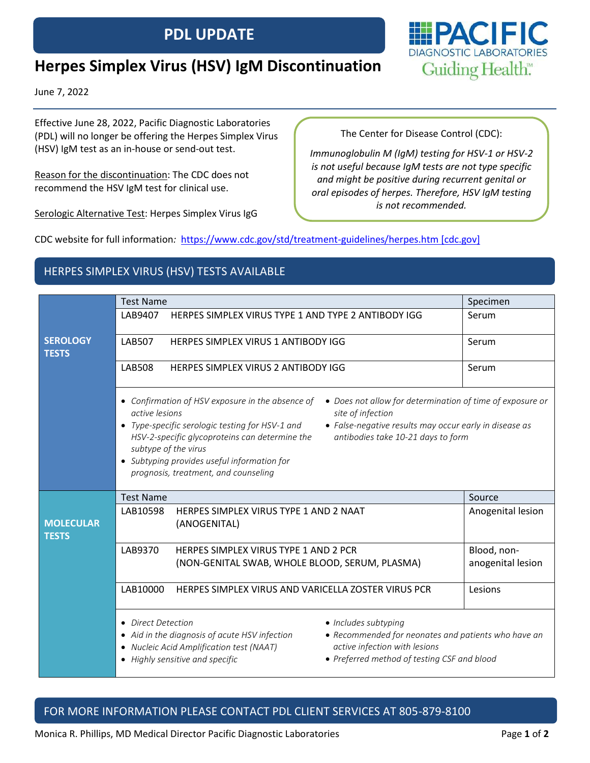# PDL UPDATE

# Herpes Simplex Virus (HSV) IgM Discontinuation

PACIFIC DIAGNOSTIC LABORATORIES
Guiding Health™

June 7, 2022

Effective June 28, 2022, Pacific Diagnostic Laboratories (PDL) will no longer be offering the Herpes Simplex Virus (HSV) IgM test as an in-house or send-out test.

Reason for the discontinuation: The CDC does not recommend the HSV IgM test for clinical use.

Serologic Alternative Test: Herpes Simplex Virus IgG

> The Center for Disease Control (CDC):
>
> *Immunoglobulin M (IgM) testing for HSV-1 or HSV-2 is not useful because IgM tests are not type specific and might be positive during recurrent genital or oral episodes of herpes. Therefore, HSV IgM testing is not recommended.*

CDC website for full information: [https://www.cdc.gov/std/treatment-guidelines/herpes.htm [cdc.gov]](https://www.cdc.gov/std/treatment-guidelines/herpes.htm)

## HERPES SIMPLEX VIRUS (HSV) TESTS AVAILABLE

### SEROLOGY TESTS

| Test Name | | Specimen |
|---|---|---|
| LAB9407 | HERPES SIMPLEX VIRUS TYPE 1 AND TYPE 2 ANTIBODY IGG | Serum |
| LAB507 | HERPES SIMPLEX VIRUS 1 ANTIBODY IGG | Serum |
| LAB508 | HERPES SIMPLEX VIRUS 2 ANTIBODY IGG | Serum |

- *Confirmation of HSV exposure in the absence of active lesions*
- *Type-specific serologic testing for HSV-1 and HSV-2-specific glycoproteins can determine the subtype of the virus*
- *Subtyping provides useful information for prognosis, treatment, and counseling*
- *Does not allow for determination of time of exposure or site of infection*
- *False-negative results may occur early in disease as antibodies take 10-21 days to form*

### MOLECULAR TESTS

| Test Name | | Source |
|---|---|---|
| LAB10598 | HERPES SIMPLEX VIRUS TYPE 1 AND 2 NAAT (ANOGENITAL) | Anogenital lesion |
| LAB9370 | HERPES SIMPLEX VIRUS TYPE 1 AND 2 PCR (NON-GENITAL SWAB, WHOLE BLOOD, SERUM, PLASMA) | Blood, non-anogenital lesion |
| LAB10000 | HERPES SIMPLEX VIRUS AND VARICELLA ZOSTER VIRUS PCR | Lesions |

- *Direct Detection*
- *Aid in the diagnosis of acute HSV infection*
- *Nucleic Acid Amplification test (NAAT)*
- *Highly sensitive and specific*
- *Includes subtyping*
- *Recommended for neonates and patients who have an active infection with lesions*
- *Preferred method of testing CSF and blood*

FOR MORE INFORMATION PLEASE CONTACT PDL CLIENT SERVICES AT 805-879-8100

Monica R. Phillips, MD Medical Director Pacific Diagnostic Laboratories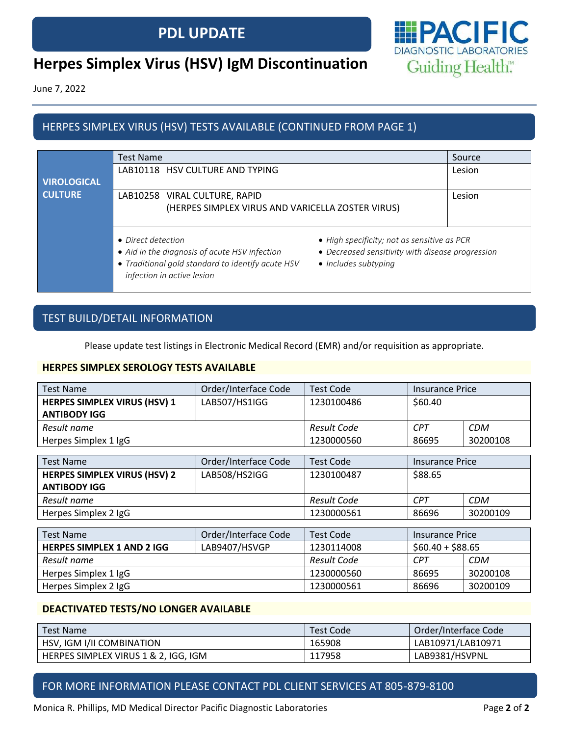# PDL UPDATE

# Herpes Simplex Virus (HSV) IgM Discontinuation

June 7, 2022

## HERPES SIMPLEX VIRUS (HSV) TESTS AVAILABLE (CONTINUED FROM PAGE 1)

| | Test Name | Source |
|---|---|---|
| **VIROLOGICAL CULTURE** | LAB10118 HSV CULTURE AND TYPING | Lesion |
| | LAB10258 VIRAL CULTURE, RAPID (HERPES SIMPLEX VIRUS AND VARICELLA ZOSTER VIRUS) | Lesion |
| | • *Direct detection* • *Aid in the diagnosis of acute HSV infection* • *Traditional gold standard to identify acute HSV infection in active lesion* • *High specificity; not as sensitive as PCR* • *Decreased sensitivity with disease progression* • *Includes subtyping* | |

## TEST BUILD/DETAIL INFORMATION

Please update test listings in Electronic Medical Record (EMR) and/or requisition as appropriate.

### HERPES SIMPLEX SEROLOGY TESTS AVAILABLE

| Test Name | Order/Interface Code | Test Code | Insurance Price | |
|---|---|---|---|---|
| **HERPES SIMPLEX VIRUS (HSV) 1 ANTIBODY IGG** | LAB507/HS1IGG | 1230100486 | $60.40 | |
| *Result name* | | *Result Code* | *CPT* | *CDM* |
| Herpes Simplex 1 IgG | | 1230000560 | 86695 | 30200108 |

| Test Name | Order/Interface Code | Test Code | Insurance Price | |
|---|---|---|---|---|
| **HERPES SIMPLEX VIRUS (HSV) 2 ANTIBODY IGG** | LAB508/HS2IGG | 1230100487 | $88.65 | |
| *Result name* | | *Result Code* | *CPT* | *CDM* |
| Herpes Simplex 2 IgG | | 1230000561 | 86696 | 30200109 |

| Test Name | Order/Interface Code | Test Code | Insurance Price | |
|---|---|---|---|---|
| **HERPES SIMPLEX 1 AND 2 IGG** | LAB9407/HSVGP | 1230114008 | $60.40 + $88.65 | |
| *Result name* | | *Result Code* | *CPT* | *CDM* |
| Herpes Simplex 1 IgG | | 1230000560 | 86695 | 30200108 |
| Herpes Simplex 2 IgG | | 1230000561 | 86696 | 30200109 |

### DEACTIVATED TESTS/NO LONGER AVAILABLE

| Test Name | Test Code | Order/Interface Code |
|---|---|---|
| HSV, IGM I/II COMBINATION | 165908 | LAB10971/LAB10971 |
| HERPES SIMPLEX VIRUS 1 & 2, IGG, IGM | 117958 | LAB9381/HSVPNL |

## FOR MORE INFORMATION PLEASE CONTACT PDL CLIENT SERVICES AT 805-879-8100

Monica R. Phillips, MD Medical Director Pacific Diagnostic Laboratories